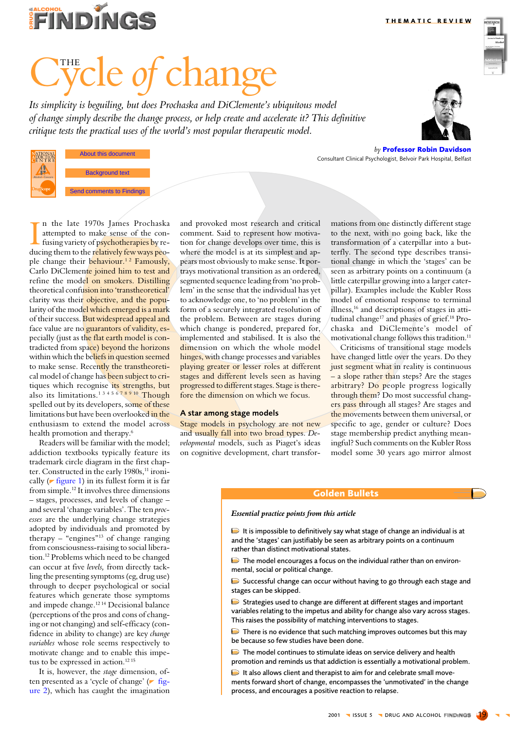THEMATIC REVIEW

# THE Cycle of change

*Its simplicity is beguiling, but does Prochaska and DiClemente's ubiquitous model of change simply describe the change process, or help create and accelerate it? This definitive critique tests the practical uses of the world's most popular therapeutic model.*

About this document

Background text

Send comments to Findings

*by* **Professor Robin Davidson**
Consultant Clinical Psychologist, Belvoir Park Hospital, Belfast

In the late 1970s James Prochaska attempted to make sense of the confusing variety of psychotherapies by reducing them to the relatively few ways people change their behaviour.[1 2] Famously, Carlo DiClemente joined him to test and refine the model on smokers. Distilling theoretical confusion into 'transtheoretical' clarity was their objective, and the popularity of the model which emerged is a mark of their success. But widespread appeal and face value are no guarantors of validity, especially (just as the flat earth model is contradicted from space) beyond the horizons within which the beliefs in question seemed to make sense. Recently the transtheoretical model of change has been subject to critiques which recognise its strengths, but also its limitations.[1 3 4 5 6 7 8 9 10] Though spelled out by its developers, some of these limitations but have been overlooked in the enthusiasm to extend the model across health promotion and therapy.[6]

Readers will be familiar with the model; addiction textbooks typically feature its trademark circle diagram in the first chapter. Constructed in the early 1980s,[11] ironically (figure 1) in its fullest form it is far from simple.[12] It involves three dimensions – stages, processes, and levels of change – and several 'change variables'. The ten *processes* are the underlying change strategies adopted by individuals and promoted by therapy – "engines"[13] of change ranging from consciousness-raising to social liberation.[12] Problems which need to be changed can occur at five *levels,* from directly tackling the presenting symptoms (eg, drug use) through to deeper psychological or social features which generate those symptoms and impede change.[12 14] Decisional balance (perceptions of the pros and cons of changing or not changing) and self-efficacy (confidence in ability to change) are key *change variables* whose role seems respectively to motivate change and to enable this impetus to be expressed in action.[12 15]

It is, however, the *stage* dimension, often presented as a 'cycle of change' (figure 2), which has caught the imagination and provoked most research and critical comment. Said to represent how motivation for change develops over time, this is where the model is at its simplest and appears most obviously to make sense. It portrays motivational transition as an ordered, segmented sequence leading from 'no problem' in the sense that the individual has yet to acknowledge one, to 'no problem' in the form of a securely integrated resolution of the problem. Between are stages during which change is pondered, prepared for, implemented and stabilised. It is also the dimension on which the whole model hinges, with change processes and variables playing greater or lesser roles at different stages and different levels seen as having progressed to different stages. Stage is therefore the dimension on which we focus.

### A star among stage models

Stage models in psychology are not new and usually fall into two broad types. *Developmental* models, such as Piaget's ideas on cognitive development, chart transformations from one distinctly different stage to the next, with no going back, like the transformation of a caterpillar into a butterfly. The second type describes transitional change in which the 'stages' can be seen as arbitrary points on a continuum (a little caterpillar growing into a larger caterpillar). Examples include the Kubler Ross model of emotional response to terminal illness,[16] and descriptions of stages in attitudinal change[17] and phases of grief.[18] Prochaska and DiClemente's model of motivational change follows this tradition.[11]

Criticisms of transitional stage models have changed little over the years. Do they just segment what in reality is continuous – a slope rather than steps? Are the stages arbitrary? Do people progress logically through them? Do most successful changers pass through all stages? Are stages and the movements between them universal, or specific to age, gender or culture? Does stage membership predict anything meaningful? Such comments on the Kubler Ross model some 30 years ago mirror almost

## Golden Bullets

***Essential practice points from this article***

- It is impossible to definitively say what stage of change an individual is at and the 'stages' can justifiably be seen as arbitrary points on a continuum rather than distinct motivational states.
- The model encourages a focus on the individual rather than on environmental, social or political change.
- Successful change can occur without having to go through each stage and stages can be skipped.
- Strategies used to change are different at different stages and important variables relating to the impetus and ability for change also vary across stages. This raises the possibility of matching interventions to stages.
- There is no evidence that such matching improves outcomes but this may be because so few studies have been done.
- The model continues to stimulate ideas on service delivery and health promotion and reminds us that addiction is essentially a motivational problem.
- It also allows client and therapist to aim for and celebrate small movementsforward short of change, encompasses the 'unmotivated' in the change process, and encourages a positive reaction to relapse.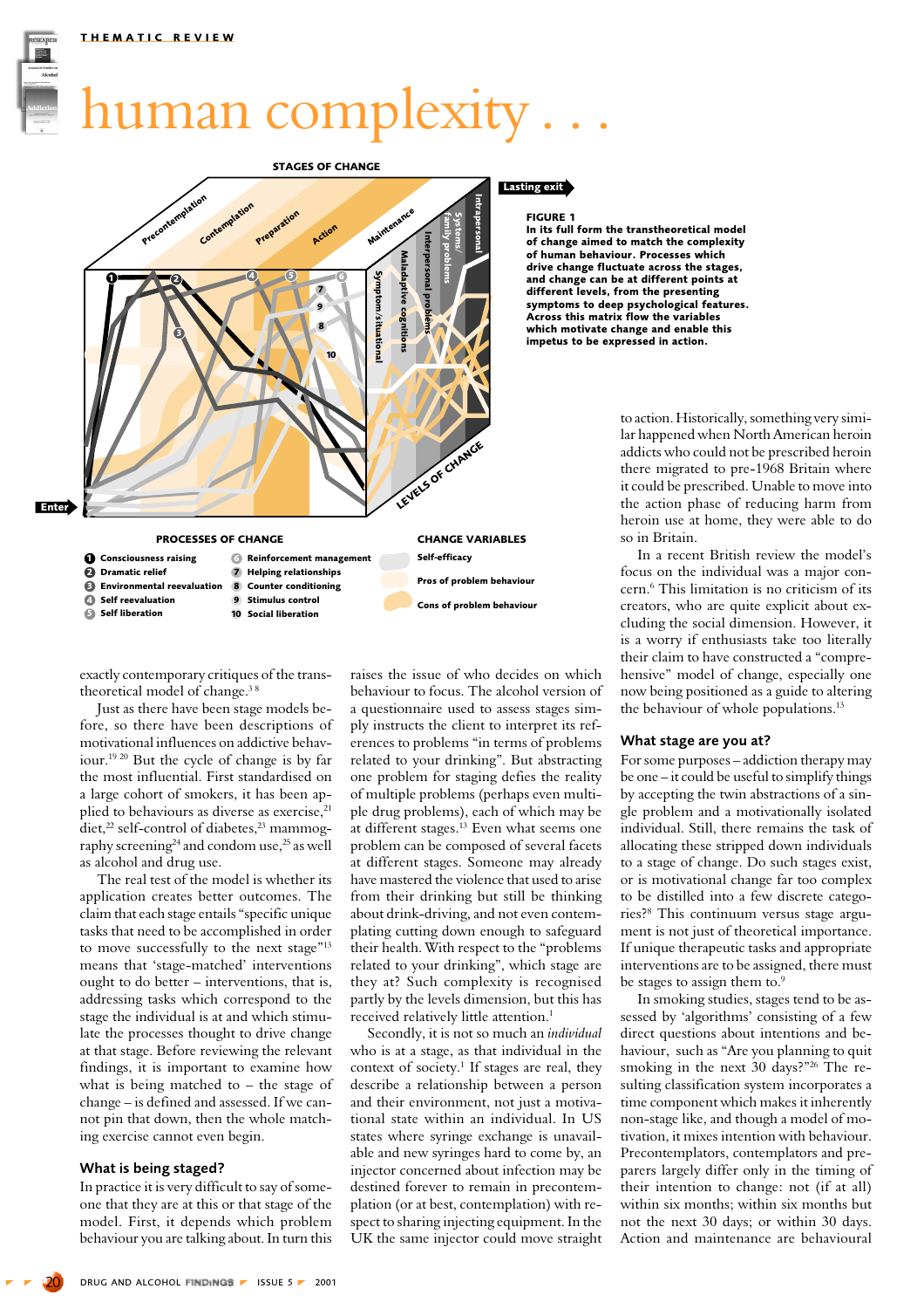# human complexity . . .

STAGES OF CHANGE

Precontemplation · Contemplation · Preparation · Action · Maintenance

Lasting exit

Enter

LEVELS OF CHANGE: Symptom/situational · Maladaptive cognitions · Interpersonal problems · Systems/family problems · Intrapersonal

**FIGURE 1**
**In its full form the transtheoretical model of change aimed to match the complexity of human behaviour. Processes which drive change fluctuate across the stages, and change can be at different points at different levels, from the presenting symptoms to deep psychological features. Across this matrix flow the variables which motivate change and enable this impetus to be expressed in action.**

**PROCESSES OF CHANGE**

1. Consciousness raising
2. Dramatic relief
3. Environmental reevaluation
4. Self reevaluation
5. Self liberation
6. Reinforcement management
7. Helping relationships
8. Counter conditioning
9. Stimulus control
10. Social liberation

**CHANGE VARIABLES**

- Self-efficacy
- Pros of problem behaviour
- Cons of problem behaviour

exactly contemporary critiques of the transtheoretical model of change.[3 8]

Just as there have been stage models before, so there have been descriptions of motivational influences on addictive behaviour.[19 20] But the cycle of change is by far the most influential. First standardised on a large cohort of smokers, it has been applied to behaviours as diverse as exercise,[21] diet,[22] self-control of diabetes,[23] mammography screening[24] and condom use,[25] as well as alcohol and drug use.

The real test of the model is whether its application creates better outcomes. The claim that each stage entails "specific unique tasks that need to be accomplished in order to move successfully to the next stage"[13] means that 'stage-matched' interventions ought to do better – interventions, that is, addressing tasks which correspond to the stage the individual is at and which stimulate the processes thought to drive change at that stage. Before reviewing the relevant findings, it is important to examine how what is being matched to – the stage of change – is defined and assessed. If we cannot pin that down, then the whole matching exercise cannot even begin.

## What is being staged?

In practice it is very difficult to say of someone that they are at this or that stage of the model. First, it depends which problem behaviour you are talking about. In turn this raises the issue of who decides on which behaviour to focus. The alcohol version of a questionnaire used to assess stages simply instructs the client to interpret its references to problems "in terms of problems related to your drinking". But abstracting one problem for staging defies the reality of multiple problems (perhaps even multiple drug problems), each of which may be at different stages.[13] Even what seems one problem can be composed of several facets at different stages. Someone may already have mastered the violence that used to arise from their drinking but still be thinking about drink-driving, and not even contemplating cutting down enough to safeguard their health. With respect to the "problems related to your drinking", which stage are they at? Such complexity is recognised partly by the levels dimension, but this has received relatively little attention.[1]

Secondly, it is not so much an *individual* who is at a stage, as that individual in the context of society.[1] If stages are real, they describe a relationship between a person and their environment, not just a motivational state within an individual. In US states where syringe exchange is unavailable and new syringes hard to come by, an injector concerned about infection may be destined forever to remain in precontemplation (or at best, contemplation) with respect to sharing injecting equipment. In the UK the same injector could move straight to action. Historically, something very similar happened when North American heroin addicts who could not be prescribed heroin there migrated to pre-1968 Britain where it could be prescribed. Unable to move into the action phase of reducing harm from heroin use at home, they were able to do so in Britain.

In a recent British review the model's focus on the individual was a major concern.[6] This limitation is no criticism of its creators, who are quite explicit about excluding the social dimension. However, it is a worry if enthusiasts take too literally their claim to have constructed a "comprehensive" model of change, especially one now being positioned as a guide to altering the behaviour of whole populations.[13]

## What stage are you at?

For some purposes – addiction therapy may be one – it could be useful to simplify things by accepting the twin abstractions of a single problem and a motivationally isolated individual. Still, there remains the task of allocating these stripped down individuals to a stage of change. Do such stages exist, or is motivational change far too complex to be distilled into a few discrete categories?[8] This continuum versus stage argument is not just of theoretical importance. If unique therapeutic tasks and appropriate interventions are to be assigned, there must be stages to assign them to.[9]

In smoking studies, stages tend to be assessed by 'algorithms' consisting of a few direct questions about intentions and behaviour, such as "Are you planning to quit smoking in the next 30 days?"[26] The resulting classification system incorporates a time component which makes it inherently non-stage like, and though a model of motivation, it mixes intention with behaviour. Precontemplators, contemplators and preparers largely differ only in the timing of their intention to change: not (if at all) within six months; within six months but not the next 30 days; or within 30 days. Action and maintenance are behavioural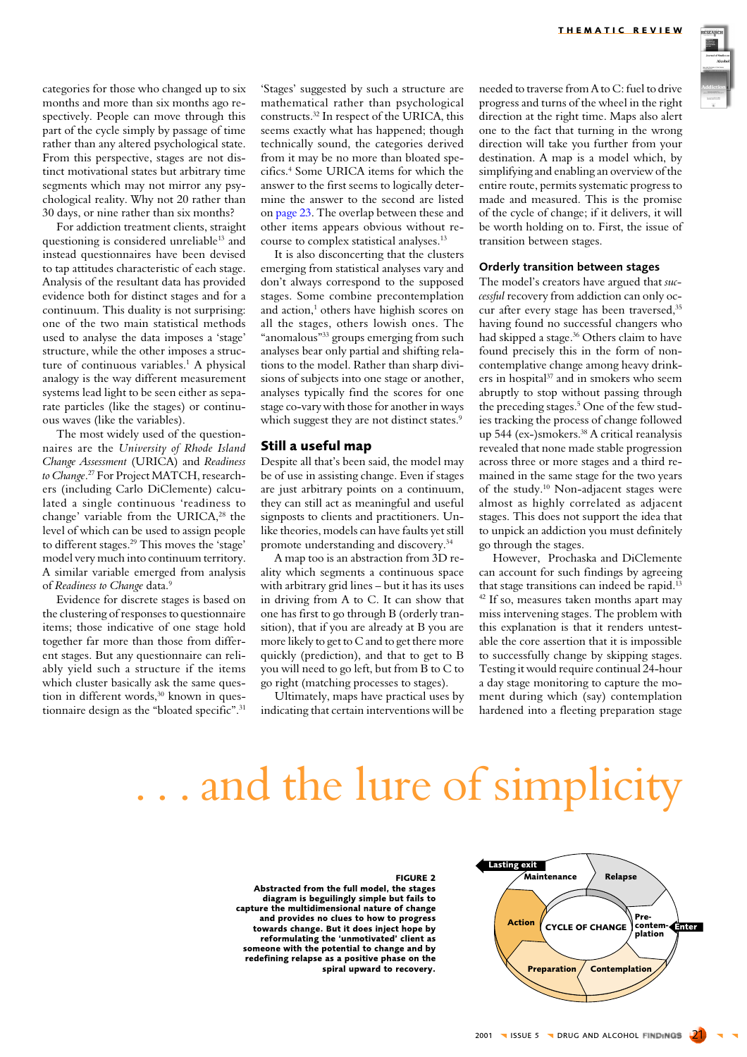categories for those who changed up to six months and more than six months ago respectively. People can move through this part of the cycle simply by passage of time rather than any altered psychological state. From this perspective, stages are not distinct motivational states but arbitrary time segments which may not mirror any psychological reality. Why not 20 rather than 30 days, or nine rather than six months?

For addiction treatment clients, straight questioning is considered unreliable[13] and instead questionnaires have been devised to tap attitudes characteristic of each stage. Analysis of the resultant data has provided evidence both for distinct stages and for a continuum. This duality is not surprising: one of the two main statistical methods used to analyse the data imposes a 'stage' structure, while the other imposes a structure of continuous variables.[1] A physical analogy is the way different measurement systems lead light to be seen either as separate particles (like the stages) or continuous waves (like the variables).

The most widely used of the questionnaires are the *University of Rhode Island Change Assessment* (URICA) and *Readiness to Change*.[27] For Project MATCH, researchers (including Carlo DiClemente) calculated a single continuous 'readiness to change' variable from the URICA,[28] the level of which can be used to assign people to different stages.[29] This moves the 'stage' model very much into continuum territory. A similar variable emerged from analysis of *Readiness to Change* data.[9]

Evidence for discrete stages is based on the clustering of responses to questionnaire items; those indicative of one stage hold together far more than those from different stages. But any questionnaire can reliably yield such a structure if the items which cluster basically ask the same question in different words,[30] known in questionnaire design as the "bloated specific".[31] 'Stages' suggested by such a structure are mathematical rather than psychological constructs.[32] In respect of the URICA, this seems exactly what has happened; though technically sound, the categories derived from it may be no more than bloated specifics.[4] Some URICA items for which the answer to the first seems to logically determine the answer to the second are listed on page 23. The overlap between these and other items appears obvious without recourse to complex statistical analyses.[13]

It is also disconcerting that the clusters emerging from statistical analyses vary and don't always correspond to the supposed stages. Some combine precontemplation and action,[1] others have highish scores on all the stages, others lowish ones. The "anomalous"[33] groups emerging from such analyses bear only partial and shifting relations to the model. Rather than sharp divisions of subjects into one stage or another, analyses typically find the scores for one stage co-vary with those for another in ways which suggest they are not distinct states.[9]

## Still a useful map

Despite all that's been said, the model may be of use in assisting change. Even if stages are just arbitrary points on a continuum, they can still act as meaningful and useful signposts to clients and practitioners. Unlike theories, models can have faults yet still promote understanding and discovery.[34]

A map too is an abstraction from 3D reality which segments a continuous space with arbitrary grid lines – but it has its uses in driving from A to C. It can show that one has first to go through B (orderly transition), that if you are already at B you are more likely to get to C and to get there more quickly (prediction), and that to get to B you will need to go left, but from B to C to go right (matching processes to stages).

Ultimately, maps have practical uses by indicating that certain interventions will be needed to traverse from A to C: fuel to drive progress and turns of the wheel in the right direction at the right time. Maps also alert one to the fact that turning in the wrong direction will take you further from your destination. A map is a model which, by simplifying and enabling an overview of the entire route, permits systematic progress to made and measured. This is the promise of the cycle of change; if it delivers, it will be worth holding on to. First, the issue of transition between stages.

## Orderly transition between stages

The model's creators have argued that *successful* recovery from addiction can only occur after every stage has been traversed,[35] having found no successful changers who had skipped a stage.[36] Others claim to have found precisely this in the form of non-contemplative change among heavy drinkers in hospital[37] and in smokers who seem abruptly to stop without passing through the preceding stages.[5] One of the few studies tracking the process of change followed up 544 (ex-)smokers.[38] A critical reanalysis revealed that none made stable progression across three or more stages and a third remained in the same stage for the two years of the study.[10] Non-adjacent stages were almost as highly correlated as adjacent stages. This does not support the idea that to unpick an addiction you must definitely go through the stages.

However, Prochaska and DiClemente can account for such findings by agreeing that stage transitions can indeed be rapid.[13,42] If so, measures taken months apart may miss intervening stages. The problem with this explanation is that it renders untestable the core assertion that it is impossible to successfully change by skipping stages. Testing it would require continual 24-hour a day stage monitoring to capture the moment during which (say) contemplation hardened into a fleeting preparation stage

# . . . and the lure of simplicity

**FIGURE 2**
**Abstracted from the full model, the stages diagram is beguilingly simple but fails to capture the multidimensional nature of change and provides no clues to how to progress towards change. But it does inject hope by reformulating the 'unmotivated' client as someone with the potential to change and by redefining relapse as a positive phase on the spiral upward to recovery.**

[Diagram: CYCLE OF CHANGE — Enter → Precontemplation → Contemplation → Preparation → Action → Maintenance → Lasting exit; Maintenance → Relapse → Precontemplation]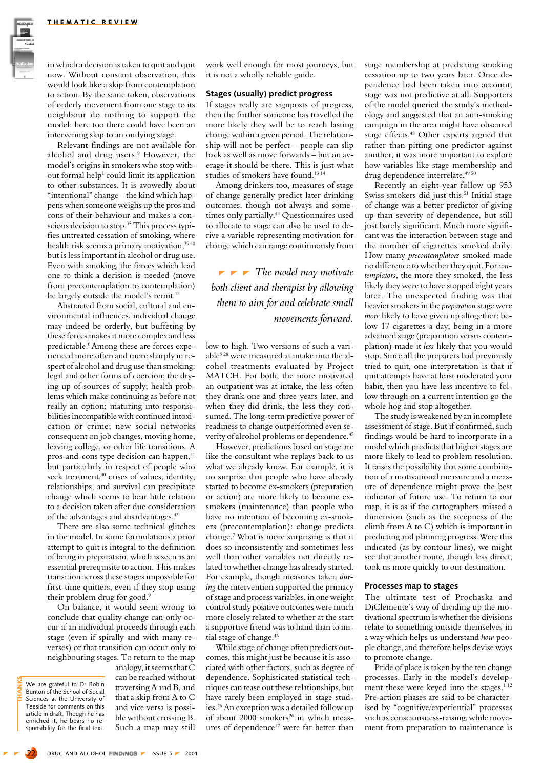in which a decision is taken to quit and quit now. Without constant observation, this would look like a skip from contemplation to action. By the same token, observations of orderly movement from one stage to its neighbour do nothing to support the model: here too there could have been an intervening skip to an outlying stage.

Relevant findings are not available for alcohol and drug users.[9] However, the model's origins in smokers who stop without formal help[1] could limit its application to other substances. It is avowedly about "intentional" change – the kind which happens when someone weighs up the pros and cons of their behaviour and makes a conscious decision to stop.[35] This process typifies untreated cessation of smoking, where health risk seems a primary motivation,[39 40] but is less important in alcohol or drug use. Even with smoking, the forces which lead one to think a decision is needed (move from precontemplation to contemplation) lie largely outside the model's remit.[12]

Abstracted from social, cultural and environmental influences, individual change may indeed be orderly, but buffeting by these forces makes it more complex and less predictable.[6] Among these are forces experienced more often and more sharply in respect of alcohol and drug use than smoking: legal and other forms of coercion; the drying up of sources of supply; health problems which make continuing as before not really an option; maturing into responsibilities incompatible with continued intoxication or crime; new social networks consequent on job changes, moving home, leaving college, or other life transitions. A pros-and-cons type decision can happen,[41] but particularly in respect of people who seek treatment,[40] crises of values, identity, relationships, and survival can precipitate change which seems to bear little relation to a decision taken after due consideration of the advantages and disadvantages.[43]

There are also some technical glitches in the model. In some formulations a prior attempt to quit is integral to the definition of being in preparation, which is seen as an essential prerequisite to action. This makes transition across these stages impossible for first-time quitters, even if they stop using their problem drug for good.[9]

On balance, it would seem wrong to conclude that quality change can only occur if an individual proceeds through each stage (even if spirally and with many reverses) or that transition can occur only to neighbouring stages. To return to the map analogy, it seems that C can be reached without traversing A and B, and that a skip from A to C and vice versa is possible without crossing B. Such a map may still work well enough for most journeys, but it is not a wholly reliable guide.

**THANKS**

We are grateful to Dr Robin Bunton of the School of Social Sciences at the University of Teeside for comments on this article in draft. Though he has enriched it, he bears no responsibility for the final text.

### Stages (usually) predict progress

If stages really are signposts of progress, then the further someone has travelled the more likely they will be to reach lasting change within a given period. The relationship will not be perfect – people can slip back as well as move forwards – but on average it should be there. This is just what studies of smokers have found.[13 14]

Among drinkers too, measures of stage of change generally predict later drinking outcomes, though not always and sometimes only partially.[44] Questionnaires used to allocate to stage can also be used to derive a variable representing motivation for change which can range continuously from low to high. Two versions of such a variable[9 28] were measured at intake into the alcohol treatments evaluated by Project MATCH. For both, the more motivated an outpatient was at intake, the less often they drank one and three years later, and when they did drink, the less they consumed. The long-term predictive power of readiness to change outperformed even severity of alcohol problems or dependence.[45]

> *The model may motivate both client and therapist by allowing them to aim for and celebrate small movements forward.*

However, predictions based on stage are like the consultant who replays back to us what we already know. For example, it is no surprise that people who have already started to become ex-smokers (preparation or action) are more likely to become ex-smokers (maintenance) than people who have no intention of becoming ex-smokers (precontemplation): change predicts change.[7] What is more surprising is that it does so inconsistently and sometimes less well than other variables not directly related to whether change has already started. For example, though measures taken *during* the intervention supported the primacy of stage and process variables, in one weight control study positive outcomes were much more closely related to whether at the start a supportive friend was to hand than to initial stage of change.[46]

While stage of change often predicts outcomes, this might just be because it is associated with other factors, such as degree of dependence. Sophisticated statistical techniques can tease out these relationships, but have rarely been employed in stage studies.[26] An exception was a detailed follow up of about 2000 smokers[26] in which measures of dependence[47] were far better than stage membership at predicting smoking cessation up to two years later. Once dependence had been taken into account, stage was not predictive at all. Supporters of the model queried the study's methodology and suggested that an anti-smoking campaign in the area might have obscured stage effects.[48] Other experts argued that rather than pitting one predictor against another, it was more important to explore how variables like stage membership and drug dependence interrelate.[49 50]

Recently an eight-year follow up 953 Swiss smokers did just this.[51] Initial stage of change was a better predictor of giving up than severity of dependence, but still just barely significant. Much more significant was the interaction between stage and the number of cigarettes smoked daily. How many *precontemplators* smoked made no difference to whether they quit. For *contemplators*, the more they smoked, the less likely they were to have stopped eight years later. The unexpected finding was that heavier smokers in the *preparation* stage were *more* likely to have given up altogether: below 17 cigarettes a day, being in a more advanced stage (preparation versus contemplation) made it *less* likely that you would stop. Since all the preparers had previously tried to quit, one interpretation is that if quit attempts have at least moderated your habit, then you have less incentive to follow through on a current intention go the whole hog and stop altogether.

The study is weakened by an incomplete assessment of stage. But if confirmed, such findings would be hard to incorporate in a model which predicts that higher stages are more likely to lead to problem resolution. It raises the possibility that some combination of a motivational measure and a measure of dependence might prove the best indicator of future use. To return to our map, it is as if the cartographers missed a dimension (such as the steepness of the climb from A to C) which is important in predicting and planning progress. Were this indicated (as by contour lines), we might see that another route, though less direct, took us more quickly to our destination.

### Processes map to stages

The ultimate test of Prochaska and DiClemente's way of dividing up the motivational spectrum is whether the divisions relate to something outside themselves in a way which helps us understand *how* people change, and therefore helps devise ways to promote change.

Pride of place is taken by the ten change processes. Early in the model's development these were keyed into the stages.[1 12] Pre-action phases are said to be characterised by "cognitive/experiential" processes such as consciousness-raising, while movement from preparation to maintenance is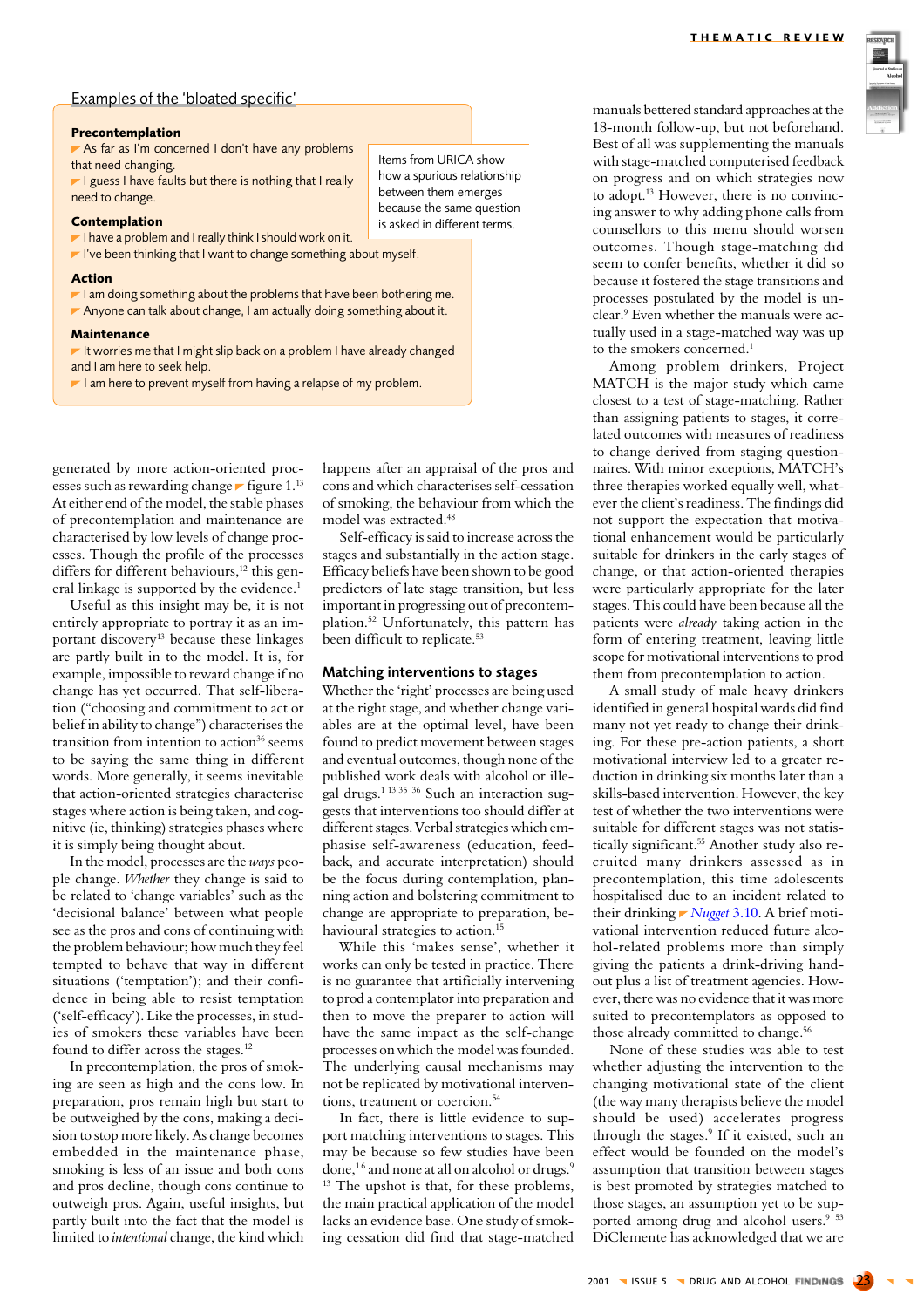## Examples of the 'bloated specific'

**Precontemplation**

- As far as I'm concerned I don't have any problems that need changing.
- I guess I have faults but there is nothing that I really need to change.

**Contemplation**

- I have a problem and I really think I should work on it.
- I've been thinking that I want to change something about myself.

**Action**

- I am doing something about the problems that have been bothering me.
- Anyone can talk about change, I am actually doing something about it.

**Maintenance**

- It worries me that I might slip back on a problem I have already changed and I am here to seek help.
- I am here to prevent myself from having a relapse of my problem.

Items from URICA show how a spurious relationship between them emerges because the same question is asked in different terms.

generated by more action-oriented processes such as rewarding change figure 1.[13] At either end of the model, the stable phases of precontemplation and maintenance are characterised by low levels of change processes. Though the profile of the processes differs for different behaviours,[12] this general linkage is supported by the evidence.[1]

Useful as this insight may be, it is not entirely appropriate to portray it as an important discovery[13] because these linkages are partly built in to the model. It is, for example, impossible to reward change if no change has yet occurred. That self-liberation ("choosing and commitment to act or belief in ability to change") characterises the transition from intention to action[36] seems to be saying the same thing in different words. More generally, it seems inevitable that action-oriented strategies characterise stages where action is being taken, and cognitive (ie, thinking) strategies phases where it is simply being thought about.

In the model, processes are the *ways* people change. *Whether* they change is said to be related to 'change variables' such as the 'decisional balance' between what people see as the pros and cons of continuing with the problem behaviour; how much they feel tempted to behave that way in different situations ('temptation'); and their confidence in being able to resist temptation ('self-efficacy'). Like the processes, in studies of smokers these variables have been found to differ across the stages.[12]

In precontemplation, the pros of smoking are seen as high and the cons low. In preparation, pros remain high but start to be outweighed by the cons, making a decision to stop more likely. As change becomes embedded in the maintenance phase, smoking is less of an issue and both cons and pros decline, though cons continue to outweigh pros. Again, useful insights, but partly built into the fact that the model is limited to *intentional* change, the kind which happens after an appraisal of the pros and cons and which characterises self-cessation of smoking, the behaviour from which the model was extracted.[48]

Self-efficacy is said to increase across the stages and substantially in the action stage. Efficacy beliefs have been shown to be good predictors of late stage transition, but less important in progressing out of precontemplation.[52] Unfortunately, this pattern has been difficult to replicate.[53]

### Matching interventions to stages

Whether the 'right' processes are being used at the right stage, and whether change variables are at the optimal level, have been found to predict movement between stages and eventual outcomes, though none of the published work deals with alcohol or illegal drugs.[1 13 35 36] Such an interaction suggests that interventions too should differ at different stages. Verbal strategies which emphasise self-awareness (education, feedback, and accurate interpretation) should be the focus during contemplation, planning action and bolstering commitment to change are appropriate to preparation, behavioural strategies to action.[15]

While this 'makes sense', whether it works can only be tested in practice. There is no guarantee that artificially intervening to prod a contemplator into preparation and then to move the preparer to action will have the same impact as the self-change processes on which the model was founded. The underlying causal mechanisms may not be replicated by motivational interventions, treatment or coercion.[54]

In fact, there is little evidence to support matching interventions to stages. This may be because so few studies have been done,[1 6] and none at all on alcohol or drugs.[9 13] The upshot is that, for these problems, the main practical application of the model lacks an evidence base. One study of smoking cessation did find that stage-matched manuals bettered standard approaches at the 18-month follow-up, but not beforehand. Best of all was supplementing the manuals with stage-matched computerised feedback on progress and on which strategies now to adopt.[13] However, there is no convincing answer to why adding phone calls from counsellors to this menu should worsen outcomes. Though stage-matching did seem to confer benefits, whether it did so because it fostered the stage transitions and processes postulated by the model is unclear.[9] Even whether the manuals were actually used in a stage-matched way was up to the smokers concerned.[1]

Among problem drinkers, Project MATCH is the major study which came closest to a test of stage-matching. Rather than assigning patients to stages, it correlated outcomes with measures of readiness to change derived from staging questionnaires. With minor exceptions, MATCH's three therapies worked equally well, whatever the client's readiness. The findings did not support the expectation that motivational enhancement would be particularly suitable for drinkers in the early stages of change, or that action-oriented therapies were particularly appropriate for the later stages. This could have been because all the patients were *already* taking action in the form of entering treatment, leaving little scope for motivational interventions to prod them from precontemplation to action.

A small study of male heavy drinkers identified in general hospital wards did find many not yet ready to change their drinking. For these pre-action patients, a short motivational interview led to a greater reduction in drinking six months later than a skills-based intervention. However, the key test of whether the two interventions were suitable for different stages was not statistically significant.[55] Another study also recruited many drinkers assessed as in precontemplation, this time adolescents hospitalised due to an incident related to their drinking *Nugget* 3.10. A brief motivational intervention reduced future alcohol-related problems more than simply giving the patients a drink-driving handout plus a list of treatment agencies. However, there was no evidence that it was more suited to precontemplators as opposed to those already committed to change.[56]

None of these studies was able to test whether adjusting the intervention to the changing motivational state of the client (the way many therapists believe the model should be used) accelerates progress through the stages.[9] If it existed, such an effect would be founded on the model's assumption that transition between stages is best promoted by strategies matched to those stages, an assumption yet to be supported among drug and alcohol users.[9 53] DiClemente has acknowledged that we are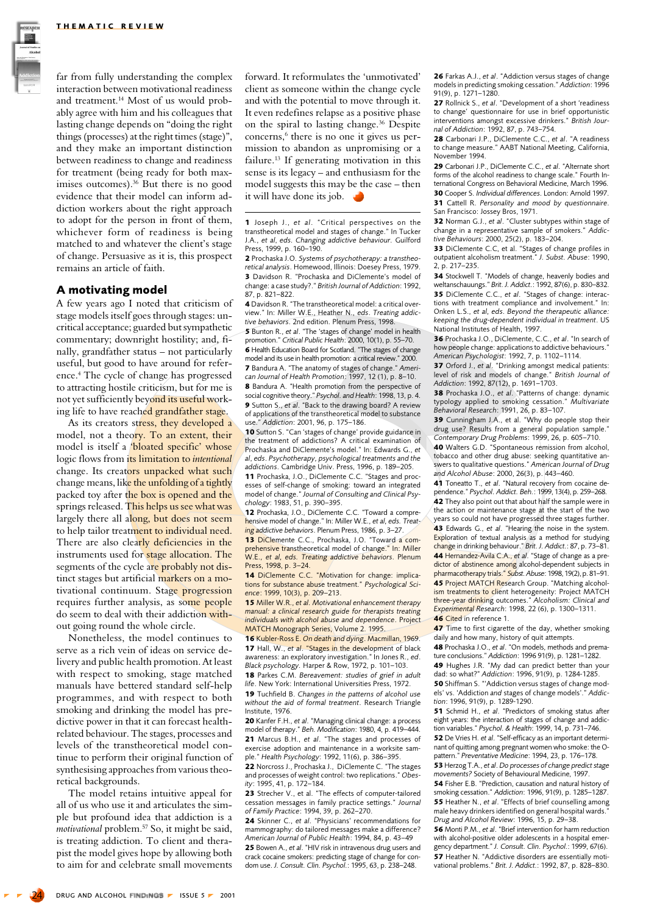far from fully understanding the complex interaction between motivational readiness and treatment.[14] Most of us would probably agree with him and his colleagues that lasting change depends on "doing the right things (processes) at the right times (stage)", and they make an important distinction between readiness to change and readiness for treatment (being ready for what maximises outcomes).[36] But there is no good evidence that their model can inform addiction workers about the right approach to adopt for the person in front of them, whichever form of readiness is being matched to and whatever the client's stage of change. Persuasive as it is, this prospect remains an article of faith.

## A motivating model

A few years ago I noted that criticism of stage models itself goes through stages: uncritical acceptance; guarded but sympathetic commentary; downright hostility; and, finally, grandfather status – not particularly useful, but good to have around for reference.[4] The cycle of change has progressed to attracting hostile criticism, but for me is not yet sufficiently beyond its useful working life to have reached grandfather stage.

As its creators stress, they developed a model, not a theory. To an extent, their model is itself a 'bloated specific' whose logic flows from its limitation to *intentional* change. Its creators unpacked what such change means, like the unfolding of a tightly packed toy after the box is opened and the springs released. This helps us see what was largely there all along, but does not seem to help tailor treatment to individual need. There are also clearly deficiencies in the instruments used for stage allocation. The segments of the cycle are probably not distinct stages but artificial markers on a motivational continuum. Stage progression requires further analysis, as some people do seem to deal with their addiction without going round the whole circle.

Nonetheless, the model continues to serve as a rich vein of ideas on service delivery and public health promotion. At least with respect to smoking, stage matched manuals have bettered standard self-help programmes, and with respect to both smoking and drinking the model has predictive power in that it can forecast health-related behaviour. The stages, processes and levels of the transtheoretical model continue to perform their original function of synthesising approaches from various theoretical backgrounds.

The model retains intuitive appeal for all of us who use it and articulates the simple but profound idea that addiction is a *motivational* problem.[57] So, it might be said, is treating addiction. To client and therapist the model gives hope by allowing both to aim for and celebrate small movements forward. It reformulates the 'unmotivated' client as someone within the change cycle and with the potential to move through it. It even redefines relapse as a positive phase on the spiral to lasting change.[36] Despite concerns,[6] there is no one it gives us permission to abandon as unpromising or a failure.[13] If generating motivation in this sense is its legacy – and enthusiasm for the model suggests this may be the case – then it will have done its job.

1 Joseph J., *et al*. "Critical perspectives on the transtheoretical model and stages of change." In Tucker J.A., *et al, eds. Changing addictive behaviour*. Guilford Press, 1999, p. 160–190.

2 Prochaska J.O. *Systems of psychotherapy: a transtheoretical analysis*. Homewood, Illinois: Doesey Press, 1979.

3 Davidson R. "Prochaska and DiClemente's model of change: a case study?." *British Journal of Addiction*: 1992, 87, p. 821–822.

4 Davidson R. "The transtheoretical model: a critical overview." In: Miller W.E., Heather N., *eds. Treating addictive behaviors*. 2nd edition. Plenum Press, 1998.

5 Bunton R., *et al*. "The 'stages of change' model in health promotion." *Critical Public Health*: 2000, 10(1), p. 55–70.

6 Health Education Board for Scotland. "The stages of change model and its use in health promotion: a critical review." 2000.

7 Bandura A. "The anatomy of stages of change." *American Journal of Health Promotion*: 1997, 12 (1), p. 8–10.

8 Bandura A. "Health promotion from the perspective of social cognitive theory." *Psychol. and Health*: 1998, 13, p. 4.

9 Sutton S., *et al*. "Back to the drawing board? A review of applications of the transtheoretical model to substance use." *Addiction*: 2001, 96, p. 175–186.

10 Sutton S. "Can 'stages of change' provide guidance in the treatment of addictions? A critical examination of Prochaska and DiClemente's model." In: Edwards G., *et al, eds. Psychotherapy, psychological treatments and the addictions*. Cambridge Univ. Press, 1996, p. 189–205.

11 Prochaska, J.O., DiClemente C.C. "Stages and processes of self-change of smoking: toward an integrated model of change." *Journal of Consulting and Clinical Psychology*: 1983, 51, p. 390–395.

12 Prochaska, J.O., DiClemente C.C. "Toward a comprehensive model of change." In: Miller W.E., *et al, eds. Treating addictive behaviors*. Plenum Press, 1986, p. 3–27.

13 DiClemente C.C., Prochaska, J.O. "Toward a comprehensive transtheoretical model of change." In: Miller W.E., *et al, eds. Treating addictive behaviors*. Plenum Press, 1998, p. 3–24.

14 DiClemente C.C. "Motivation for change: implications for substance abuse treatment." *Psychological Science*: 1999, 10(3), p. 209–213.

15 Miller W.R., *et al. Motivational enhancement therapy manual: a clinical research guide for therapists treating individuals with alcohol abuse and dependence*. Project MATCH Monograph Series, Volume 2. 1995.

16 Kubler-Ross E. *On death and dying*. Macmillan, 1969.

17 Hall, W., *et al*. "Stages in the development of black awareness: an exploratory investigation." In Jones R., *ed. Black psychology*. Harper & Row, 1972, p. 101–103.

18 Parkes C.M. *Bereavement: studies of grief in adult life*. New York: International Universities Press, 1972.

19 Tuchfield B. *Changes in the patterns of alcohol use without the aid of formal treatment*. Research Triangle Institute, 1976.

20 Kanfer F.H., *et al*. "Managing clinical change: a process model of therapy." *Beh. Modification*: 1980, 4, p. 419–444.

21 Marcus B.H., *et al*. "The stages and processes of exercise adoption and maintenance in a worksite sample." *Health Psychology*: 1992, 11(6), p. 386–395.

22 Norcross J., Prochaska J., DiClemente C. "The stages and processes of weight control: two replications." *Obesity*: 1995, 41, p. 172–184.

23 Strecher V., et al. "The effects of computer-tailored cessation messages in family practice settings." *Journal of Family Practice*: 1994, 39, p. 262–270.

24 Skinner C., *et al*. "Physicians' recommendations for mammography: do tailored messages make a difference? *American Journal of Public Health*: 1994, 84, p. 43–49

25 Bowen A., *et al*. "HIV risk in intravenous drug users and crack cocaine smokers: predicting stage of change for condom use. *J. Consult. Clin. Psychol.*: 1995, 63, p. 238–248.

26 Farkas A.J., *et al*. "Addiction versus stages of change models in predicting smoking cessation." *Addiction*: 1996 91(9), p. 1271–1280.

27 Rollnick S., *et al*. "Development of a short 'readiness to change' questionnaire for use in brief opportunistic interventions amongst excessive drinkers." *British Journal of Addiction*: 1992, 87, p. 743–754.

28 Carbonari J.P., DiClemente C.C., *et al*. "A readiness to change measure." AABT National Meeting, California, November 1994.

29 Carbonari J.P., DiClemente C.C., *et al*. "Alternate short forms of the alcohol readiness to change scale." Fourth International Congress on Behavioral Medicine, March 1996.

30 Cooper S. *Individual differences*. London: Arnold 1997.

31 Cattell R. *Personality and mood by questionnaire*. San Francisco: Jossey Bros, 1971.

32 Norman G.J., *et al*. "Cluster subtypes within stage of change in a representative sample of smokers." *Addictive Behaviours*: 2000, 25(2), p. 183–204.

33 DiClemente C.C, et al. "Stages of change profiles in outpatient alcoholism treatment." *J. Subst. Abuse*: 1990, 2, p. 217–235.

34 Stockwell T. "Models of change, heavenly bodies and weltanschauungs." *Brit. J. Addict.*: 1992, 87(6), p. 830–832.

35 DiClemente C.C., *et al*. "Stages of change: interactions with treatment compliance and involvement." In: Onken L.S., *et al, eds. Beyond the therapeutic alliance: keeping the drug-dependent individual in treatment*. US National Institutes of Health, 1997.

36 Prochaska J.O., DiClemente, C.C., *et al*. "In search of how people change: applications to addictive behaviours." *American Psychologist*: 1992, 7, p. 1102–1114.

37 Orford J., *et al*. "Drinking amongst medical patients: level of risk and models of change." *British Journal of Addiction*: 1992, 87(12), p. 1691–1703.

38 Prochaska J.O., *et al*. "Patterns of change: dynamic typology applied to smoking cessation." *Multivariate Behavioral Research*: 1991, 26, p. 83–107.

39 Cunningham J.A., et al. "Why do people stop their drug use? Results from a general population sample." *Contemporary Drug Problems*: 1999, 26, p. 605–710.

40 Walters G.D. "Spontaneous remission from alcohol, tobacco and other drug abuse: seeking quantitative answers to qualitative questions." *American Journal of Drug and Alcohol Abuse*: 2000, 26(3), p. 443–460.

41 Toneatto T., *et al*. "Natural recovery from cocaine dependence." *Psychol. Addict. Beh.*: 1999, 13(4), p. 259–268.

42 They also point out that about half the sample were in the action or maintenance stage at the start of the two years so could not have progressed three stages further.

43 Edwards G., *et al*. "Hearing the noise in the system. Exploration of textual analysis as a method for studying change in drinking behaviour." *Brit. J. Addict.*: 87, p. 73–81.

44 Hernandez-Avila C.A., *et al*. "Stage of change as a predictor of abstinence among alcohol-dependent subjects in pharmacotherapy trials." *Subst. Abuse*: 1998, 19(2), p. 81–91.

45 Project MATCH Research Group. "Matching alcoholism treatments to client heterogeneity: Project MATCH three-year drinking outcomes." *Alcoholism: Clinical and Experimental Research*: 1998, 22 (6), p. 1300–1311.

46 Cited in reference 1.

47 Time to first cigarette of the day, whether smoking daily and how many, history of quit attempts.

48 Prochaska J.O., *et al*. "On models, methods and premature conclusions." *Addiction*: 1996 91(9), p. 1281–1282.

49 Hughes J.R. "My dad can predict better than your dad: so what?" *Addiction*: 1996, 91(9), p. 1284-1285.

50 Shiffman S. "'Addiction versus stages of change models' vs. 'Addiction and stages of change models'." *Addiction*: 1996, 91(9), p. 1289-1290.

51 Schmid H., *et al*. "Predictors of smoking status after eight years: the interaction of stages of change and addiction variables." *Psychol. & Health*: 1999, 14, p. 731–746.

52 De Vries H. *et al*. "Self-efficacy as an important determinant of quitting among pregnant women who smoke: the O-pattern." *Preventative Medicine*: 1994, 23, p. 176–178.

53 Herzog T.A., *et al. Do processes of change predict stage movements?* Society of Behavioural Medicine, 1997.

54 Fisher E.B. "Prediction, causation and natural history of smoking cessation." *Addiction*: 1996, 91(9), p. 1285–1287.

55 Heather N., *et al*. "Effects of brief counselling among male heavy drinkers identified on general hospital wards." *Drug and Alcohol Review*: 1996, 15, p. 29–38.

56 Monti P.M., *et al*. "Brief intervention for harm reduction with alcohol-positive older adolescents in a hospital emergency department." *J. Consult. Clin. Psychol.*: 1999, 67(6).

57 Heather N. "Addictive disorders are essentially motivational problems." *Brit. J. Addict.*: 1992, 87, p. 828–830.